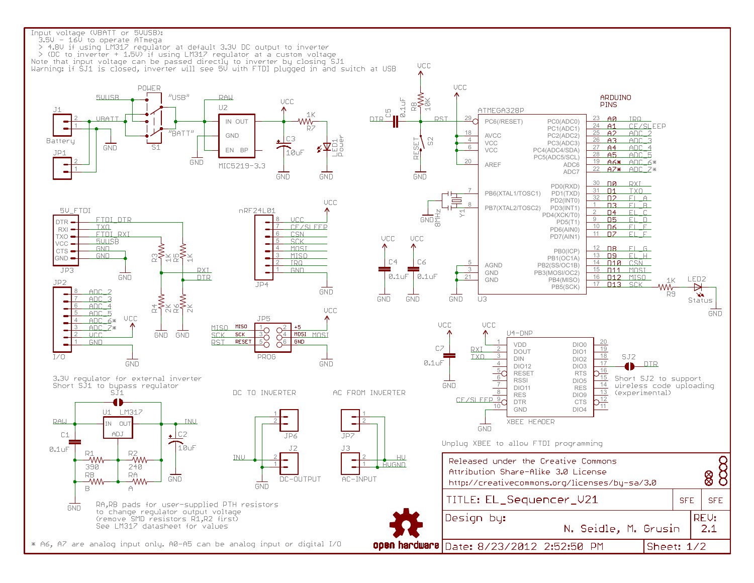Input voltage (VBATT or 5VUSB):
  3.5V - 16V to operate ATmega
  > 4.8V if using LM317 regulator at default 3.3V DC output to inverter
  > (DC to inverter + 1.5V) if using LM317 regulator at a custom voltage
Note that input voltage can be passed directly to inverter by closing SJ1
Warning: if SJ1 is closed, inverter will see 5V with FTDI plugged in and switch at USB

3.3V regulator for external inverter
Short SJ1 to bypass regulator

RA,RB pads for user-supplied PTH resistors
to change regulator output voltage
(remove SMD resistors R1,R2 first)
See LM317 datasheet for values

DC TO INVERTER

AC FROM INVERTER

Unplug XBEE to allow FTDI programming

Short SJ2 to support
wireless code uploading
(experimental)

ARDUINO PINS

| ATMEGA328P Pin | Signal | Arduino | Function |
|---|---|---|---|
| 23 | PC0(ADC0) | A0 | IRQ |
| 24 | PC1(ADC1) | A1 | CE/SLEEP |
| 25 | PC2(ADC2) | A2 | ADC_2 |
| 26 | PC3(ADC3) | A3 | ADC_3 |
| 27 | PC4(ADC4/SDA) | A4 | ADC_4 |
| 28 | PC5(ADC5/SCL) | A5 | ADC_5 |
| 19 | ADC6 | A6* | ADC_6* |
| 22 | ADC7 | A7* | ADC_7* |
| 30 | PD0(RXD) | D0 | RXI |
| 31 | PD1(TXD) | D1 | TXO |
| 32 | PD2(INT0) | D2 | EL_A |
| 1 | PD3(INT1) | D3 | EL_B |
| 2 | PD4(XCK/T0) | D4 | EL_C |
| 9 | PD5(T1) | D5 | EL_D |
| 10 | PD6(AIN0) | D6 | EL_E |
| 11 | PD7(AIN1) | D7 | EL_F |
| 12 | PB0(ICP) | D8 | EL_G |
| 13 | PB1(OC1A) | D9 | EL_H |
| 14 | PB2(SS/OC1B) | D10 | CSN |
| 15 | PB3(MOSI/OC2) | D11 | MOSI |
| 16 | PB4(MISO) | D12 | MISO |
| 17 | PB5(SCK) | D13 | SCK |

\* A6, A7 are analog input only. A0-A5 can be analog input or digital I/O

Released under the Creative Commons
Attribution Share-Alike 3.0 License
http://creativecommons.org/licenses/by-sa/3.0

open hardware

| TITLE: EL_Sequencer_V21 | SFE | SFE |
|---|---|---|
| Design by: N. Seidle, M. Grusin | REV: 2.1 | |
| Date: 8/23/2012 2:52:50 PM | Sheet: 1/2 | |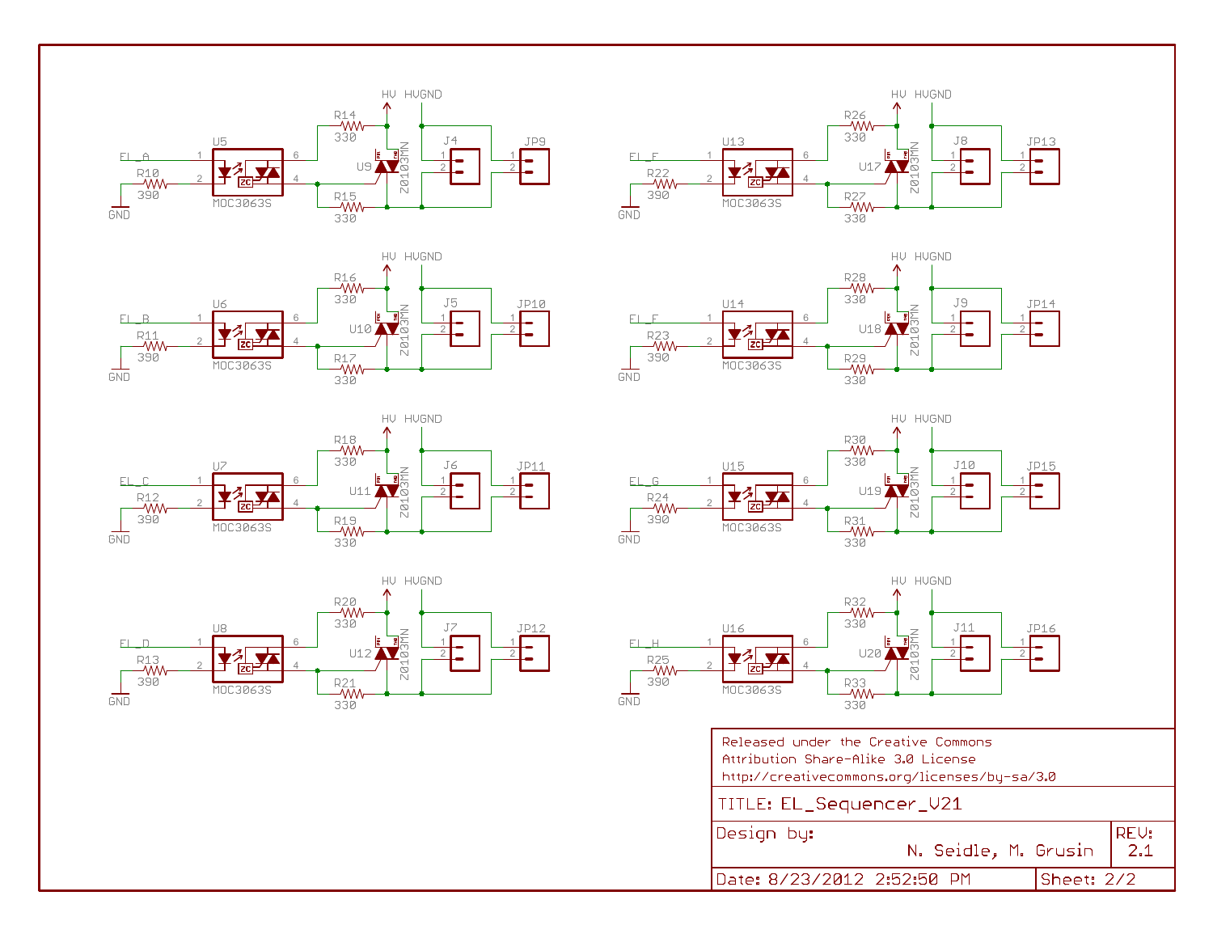Released under the Creative Commons
Attribution Share-Alike 3.0 License
http://creativecommons.org/licenses/by-sa/3.0

TITLE: EL_Sequencer_V21

Design by: N. Seidle, M. Grusin

REV: 2.1

Date: 8/23/2012 2:52:50 PM

Sheet: 2/2

EL_A
R10
390
GND
U5
MOC3063S
1
2
6
4
R14
330
R15
330
HV
HVGND
U9
Z0103MN
J4
JP9
1
2

EL_B
R11
390
GND
U6
MOC3063S
R16
330
R17
330
HV
HVGND
U10
Z0103MN
J5
JP10

EL_C
R12
390
GND
U7
MOC3063S
R18
330
R19
330
HV
HVGND
U11
Z0103MN
J6
JP11

EL_D
R13
390
GND
U8
MOC3063S
R20
330
R21
330
HV
HVGND
U12
Z0103MN
J7
JP12

EL_E
R22
390
GND
U13
MOC3063S
R26
330
R27
330
HV
HVGND
U17
Z0103MN
J8
JP13

EL_F
R23
390
GND
U14
MOC3063S
R28
330
R29
330
HV
HVGND
U18
Z0103MN
J9
JP14

EL_G
R24
390
GND
U15
MOC3063S
R30
330
R31
330
HV
HVGND
U19
Z0103MN
J10
JP15

EL_H
R25
390
GND
U16
MOC3063S
R32
330
R33
330
HV
HVGND
U20
Z0103MN
J11
JP16